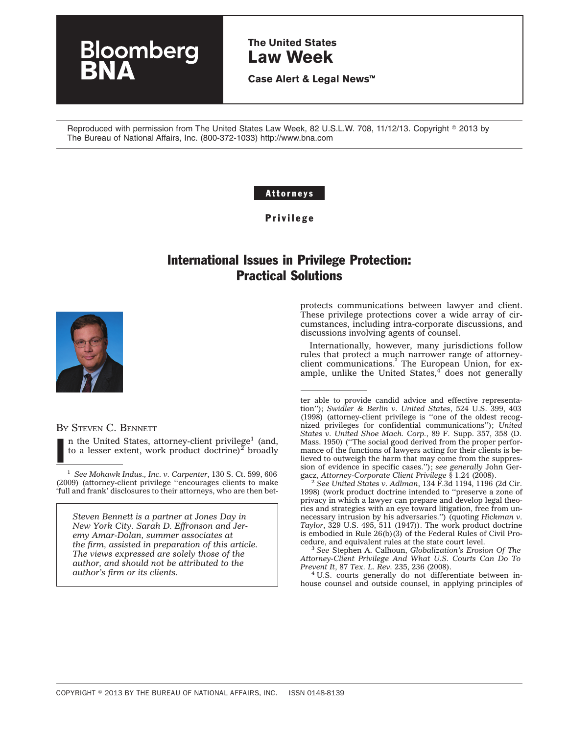Reproduced with permission from The United States Law Week, 82 U.S.L.W. 708, 11/12/13. Copyright © 2013 by The Bureau of National Affairs, Inc. (800-372-1033) http://www.bna.com

**Attorneys**

**Privilege**

# International Issues in Privilege Protection: Practical Solutions

BY STEVEN C. BENNETT

*Steven Bennett is a partner at Jones Day in New York City. Sarah D. Effronson and Jeremy Amar-Dolan, summer associates at the firm, assisted in preparation of this article. The views expressed are solely those of the author, and should not be attributed to the author's firm or its clients.*

In the United States, attorney-client privilege[1] (and, to a lesser extent, work product doctrine)[2] broadly protects communications between lawyer and client. These privilege protections cover a wide array of circumstances, including intra-corporate discussions, and discussions involving agents of counsel.

Internationally, however, many jurisdictions follow rules that protect a much narrower range of attorney-client communications.[3] The European Union, for example, unlike the United States,[4] does not generally

---

[1] *See Mohawk Indus., Inc. v. Carpenter*, 130 S. Ct. 599, 606 (2009) (attorney-client privilege ''encourages clients to make 'full and frank' disclosures to their attorneys, who are then better able to provide candid advice and effective representation''); *Swidler & Berlin v. United States*, 524 U.S. 399, 403 (1998) (attorney-client privilege is ''one of the oldest recognized privileges for confidential communications''); *United States v. United Shoe Mach. Corp.*, 89 F. Supp. 357, 358 (D. Mass. 1950) (''The social good derived from the proper performance of the functions of lawyers acting for their clients is believed to outweigh the harm that may come from the suppression of evidence in specific cases.''); *see generally* John Gergacz, *Attorney-Corporate Client Privilege* § 1.24 (2008).

[2] *See United States v. Adlman*, 134 F.3d 1194, 1196 (2d Cir. 1998) (work product doctrine intended to ''preserve a zone of privacy in which a lawyer can prepare and develop legal theories and strategies with an eye toward litigation, free from unnecessary intrusion by his adversaries.'') (quoting *Hickman v. Taylor*, 329 U.S. 495, 511 (1947)). The work product doctrine is embodied in Rule 26(b)(3) of the Federal Rules of Civil Procedure, and equivalent rules at the state court level.

[3] *See* Stephen A. Calhoun, *Globalization's Erosion Of The Attorney-Client Privilege And What U.S. Courts Can Do To Prevent It*, 87 *Tex. L. Rev.* 235, 236 (2008).

[4] U.S. courts generally do not differentiate between in-house counsel and outside counsel, in applying principles of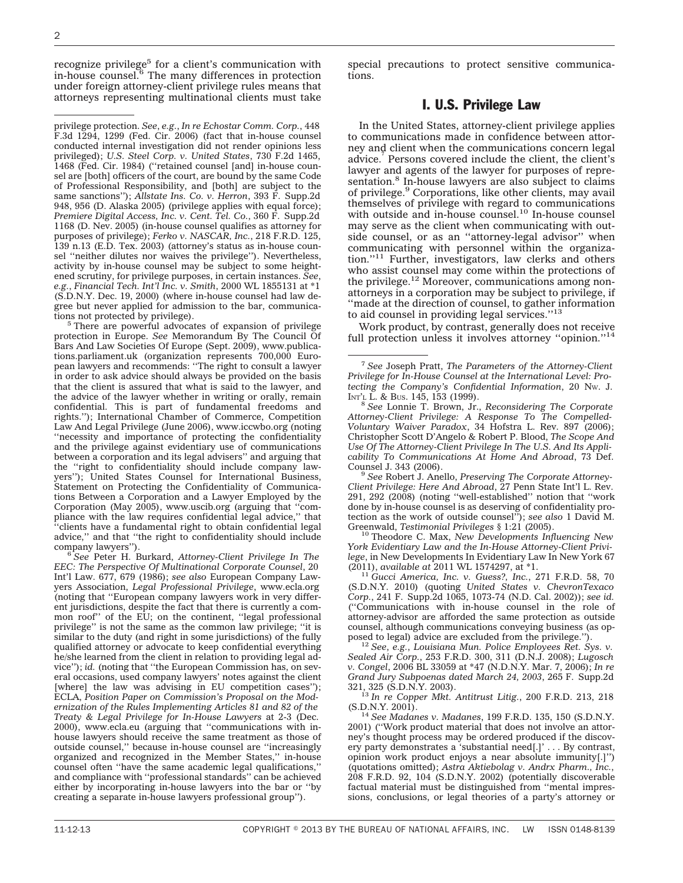recognize privilege[5] for a client's communication with in-house counsel.[6] The many differences in protection under foreign attorney-client privilege rules means that attorneys representing multinational clients must take special precautions to protect sensitive communications.

privilege protection. *See*, *e.g.*, *In re Echostar Comm. Corp.*, 448 F.3d 1294, 1299 (Fed. Cir. 2006) (fact that in-house counsel conducted internal investigation did not render opinions less privileged); *U.S. Steel Corp. v. United States*, 730 F.2d 1465, 1468 (Fed. Cir. 1984) (''retained counsel [and] in-house counsel are [both] officers of the court, are bound by the same Code of Professional Responsibility, and [both] are subject to the same sanctions''); *Allstate Ins. Co. v. Herron*, 393 F. Supp.2d 948, 956 (D. Alaska 2005) (privilege applies with equal force); *Premiere Digital Access, Inc. v. Cent. Tel. Co.*, 360 F. Supp.2d 1168 (D. Nev. 2005) (in-house counsel qualifies as attorney for purposes of privilege); *Ferko v. NASCAR, Inc.*, 218 F.R.D. 125, 139 n.13 (E.D. Tex. 2003) (attorney's status as in-house counsel ''neither dilutes nor waives the privilege''). Nevertheless, activity by in-house counsel may be subject to some heightened scrutiny, for privilege purposes, in certain instances. *See*, *e.g.*, *Financial Tech. Int'l Inc. v. Smith*, 2000 WL 1855131 at *1 (S.D.N.Y. Dec. 19, 2000) (where in-house counsel had law degree but never applied for admission to the bar, communications not protected by privilege).

[5] There are powerful advocates of expansion of privilege protection in Europe. *See* Memorandum By The Council Of Bars And Law Societies Of Europe (Sept. 2009), www.publications.parliament.uk (organization represents 700,000 European lawyers and recommends: ''The right to consult a lawyer in order to ask advice should always be provided on the basis that the client is assured that what is said to the lawyer, and the advice of the lawyer whether in writing or orally, remain confidential. This is part of fundamental freedoms and rights.''); International Chamber of Commerce, Competition Law And Legal Privilege (June 2006), www.iccwbo.org (noting ''necessity and importance of protecting the confidentiality and the privilege against evidentiary use of communications between a corporation and its legal advisers'' and arguing that the ''right to confidentiality should include company lawyers''); United States Counsel for International Business, Statement on Protecting the Confidentiality of Communications Between a Corporation and a Lawyer Employed by the Corporation (May 2005), www.uscib.org (arguing that ''compliance with the law requires confidential legal advice,'' that ''clients have a fundamental right to obtain confidential legal advice,'' and that ''the right to confidentiality should include company lawyers'').

[6] *See* Peter H. Burkard, *Attorney-Client Privilege In The EEC: The Perspective Of Multinational Corporate Counsel*, 20 Int'l Law. 677, 679 (1986); *see also* European Company Lawyers Association, *Legal Professional Privilege*, www.ecla.org (noting that ''European company lawyers work in very different jurisdictions, despite the fact that there is currently a common roof'' of the EU; on the continent, ''legal professional privilege'' is not the same as the common law privilege; ''it is similar to the duty (and right in some jurisdictions) of the fully qualified attorney or advocate to keep confidential everything he/she learned from the client in relation to providing legal advice''); *id.* (noting that ''the European Commission has, on several occasions, used company lawyers' notes against the client [where] the law was advising in EU competition cases''); ECLA, *Position Paper on Commission's Proposal on the Modernization of the Rules Implementing Articles 81 and 82 of the Treaty & Legal Privilege for In-House Lawyers* at 2-3 (Dec. 2000), www.ecla.eu (arguing that ''communications with in-house lawyers should receive the same treatment as those of outside counsel,'' because in-house counsel are ''increasingly organized and recognized in the Member States,'' in-house counsel often ''have the same academic legal qualifications,'' and compliance with ''professional standards'' can be achieved either by incorporating in-house lawyers into the bar or ''by creating a separate in-house lawyers professional group'').

## I. U.S. Privilege Law

In the United States, attorney-client privilege applies to communications made in confidence between attorney and client when the communications concern legal advice.[7] Persons covered include the client, the client's lawyer and agents of the lawyer for purposes of representation.[8] In-house lawyers are also subject to claims of privilege.[9] Corporations, like other clients, may avail themselves of privilege with regard to communications with outside and in-house counsel.[10] In-house counsel may serve as the client when communicating with outside counsel, or as an ''attorney-legal advisor'' when communicating with personnel within the organization.''[11] Further, investigators, law clerks and others who assist counsel may come within the protections of the privilege.[12] Moreover, communications among non-attorneys in a corporation may be subject to privilege, if ''made at the direction of counsel, to gather information to aid counsel in providing legal services.''[13]

Work product, by contrast, generally does not receive full protection unless it involves attorney ''opinion.''[14]

[7] *See* Joseph Pratt, *The Parameters of the Attorney-Client Privilege for In-House Counsel at the International Level: Protecting the Company's Confidential Information*, 20 NW. J. INT'L L. & BUS. 145, 153 (1999).

[8] *See* Lonnie T. Brown, Jr., *Reconsidering The Corporate Attorney-Client Privilege: A Response To The Compelled-Voluntary Waiver Paradox*, 34 Hofstra L. Rev. 897 (2006); Christopher Scott D'Angelo & Robert P. Blood, *The Scope And Use Of The Attorney-Client Privilege In The U.S. And Its Applicability To Communications At Home And Abroad*, 73 Def. Counsel J. 343 (2006).

[9] *See* Robert J. Anello, *Preserving The Corporate Attorney-Client Privilege: Here And Abroad*, 27 Penn State Int'l L. Rev. 291, 292 (2008) (noting ''well-established'' notion that ''work done by in-house counsel is as deserving of confidentiality protection as the work of outside counsel''); *see also* 1 David M. Greenwald, *Testimonial Privileges* § 1:21 (2005).

[10] Theodore C. Max, *New Developments Influencing New York Evidentiary Law and the In-House Attorney-Client Privilege*, in New Developments In Evidentiary Law In New York 67 (2011), *available at* 2011 WL 1574297, at *1.

[11] *Gucci America, Inc. v. Guess?, Inc.*, 271 F.R.D. 58, 70 (S.D.N.Y. 2010) (quoting *United States v. ChevronTexaco Corp.*, 241 F. Supp.2d 1065, 1073-74 (N.D. Cal. 2002)); *see id.* (''Communications with in-house counsel in the role of attorney-advisor are afforded the same protection as outside counsel, although communications conveying business (as opposed to legal) advice are excluded from the privilege.'').

[12] *See*, *e.g.*, *Louisiana Mun. Police Employees Ret. Sys. v. Sealed Air Corp.*, 253 F.R.D. 300, 311 (D.N.J. 2008); *Lugosch v. Congel*, 2006 BL 33059 at *47 (N.D.N.Y. Mar. 7, 2006); *In re Grand Jury Subpoenas dated March 24, 2003*, 265 F. Supp.2d 321, 325 (S.D.N.Y. 2003).

[13] *In re Copper Mkt. Antitrust Litig.*, 200 F.R.D. 213, 218 (S.D.N.Y. 2001).

[14] *See Madanes v. Madanes*, 199 F.R.D. 135, 150 (S.D.N.Y. 2001) (''Work product material that does not involve an attorney's thought process may be ordered produced if the discovery party demonstrates a 'substantial need[.]' . . . By contrast, opinion work product enjoys a near absolute immunity[.]'') (quotations omitted); *Astra Aktiebolag v. Andrx Pharm., Inc.*, 208 F.R.D. 92, 104 (S.D.N.Y. 2002) (potentially discoverable factual material must be distinguished from ''mental impressions, conclusions, or legal theories of a party's attorney or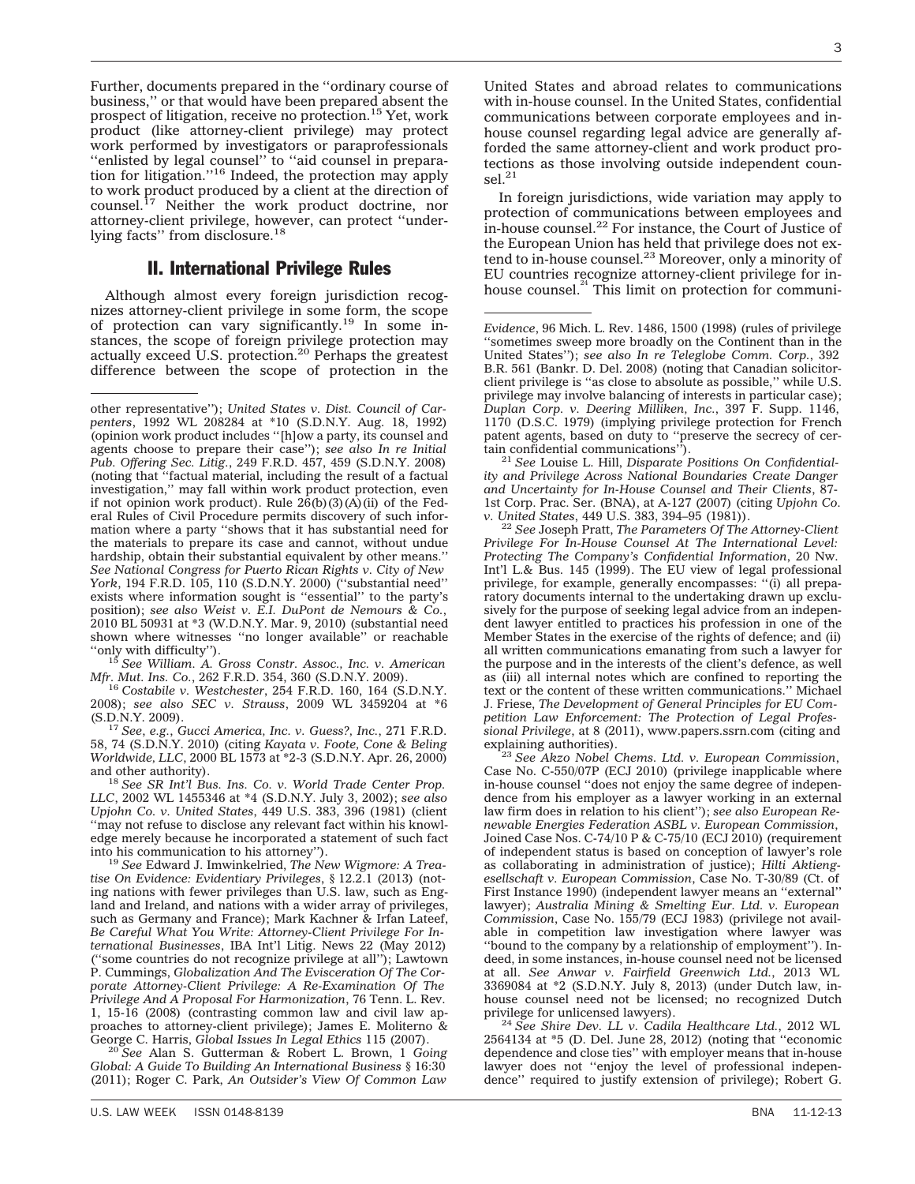Further, documents prepared in the ''ordinary course of business,'' or that would have been prepared absent the prospect of litigation, receive no protection.[15] Yet, work product (like attorney-client privilege) may protect work performed by investigators or paraprofessionals ''enlisted by legal counsel'' to ''aid counsel in preparation for litigation.''[16] Indeed, the protection may apply to work product produced by a client at the direction of counsel.[17] Neither the work product doctrine, nor attorney-client privilege, however, can protect ''underlying facts'' from disclosure.[18]

## II. International Privilege Rules

Although almost every foreign jurisdiction recognizes attorney-client privilege in some form, the scope of protection can vary significantly.[19] In some instances, the scope of foreign privilege protection may actually exceed U.S. protection.[20] Perhaps the greatest difference between the scope of protection in the United States and abroad relates to communications with in-house counsel. In the United States, confidential communications between corporate employees and in-house counsel regarding legal advice are generally afforded the same attorney-client and work product protections as those involving outside independent counsel.[21]

In foreign jurisdictions, wide variation may apply to protection of communications between employees and in-house counsel.[22] For instance, the Court of Justice of the European Union has held that privilege does not extend to in-house counsel.[23] Moreover, only a minority of EU countries recognize attorney-client privilege for in-house counsel.[24] This limit on protection for communi-

---

other representative''); *United States v. Dist. Council of Carpenters*, 1992 WL 208284 at *10 (S.D.N.Y. Aug. 18, 1992) (opinion work product includes ''[h]ow a party, its counsel and agents choose to prepare their case''); *see also In re Initial Pub. Offering Sec. Litig.*, 249 F.R.D. 457, 459 (S.D.N.Y. 2008) (noting that ''factual material, including the result of a factual investigation,'' may fall within work product protection, even if not opinion work product). Rule 26(b)(3)(A)(ii) of the Federal Rules of Civil Procedure permits discovery of such information where a party ''shows that it has substantial need for the materials to prepare its case and cannot, without undue hardship, obtain their substantial equivalent by other means.'' *See National Congress for Puerto Rican Rights v. City of New York*, 194 F.R.D. 105, 110 (S.D.N.Y. 2000) (''substantial need'' exists where information sought is ''essential'' to the party's position); *see also Weist v. E.I. DuPont de Nemours & Co.*, 2010 BL 50931 at *3 (W.D.N.Y. Mar. 9, 2010) (substantial need shown where witnesses ''no longer available'' or reachable ''only with difficulty'').

[15] *See William. A. Gross Constr. Assoc., Inc. v. American Mfr. Mut. Ins. Co.*, 262 F.R.D. 354, 360 (S.D.N.Y. 2009).

[16] *Costabile v. Westchester*, 254 F.R.D. 160, 164 (S.D.N.Y. 2008); *see also SEC v. Strauss*, 2009 WL 3459204 at *6 (S.D.N.Y. 2009).

[17] *See*, *e.g.*, *Gucci America, Inc. v. Guess?, Inc.*, 271 F.R.D. 58, 74 (S.D.N.Y. 2010) (citing *Kayata v. Foote, Cone & Beling Worldwide, LLC*, 2000 BL 1573 at *2-3 (S.D.N.Y. Apr. 26, 2000) and other authority).

[18] *See SR Int'l Bus. Ins. Co. v. World Trade Center Prop. LLC*, 2002 WL 1455346 at *4 (S.D.N.Y. July 3, 2002); *see also Upjohn Co. v. United States*, 449 U.S. 383, 396 (1981) (client ''may not refuse to disclose any relevant fact within his knowledge merely because he incorporated a statement of such fact into his communication to his attorney'').

[19] *See* Edward J. Imwinkelried, *The New Wigmore: A Treatise On Evidence: Evidentiary Privileges*, § 12.2.1 (2013) (noting nations with fewer privileges than U.S. law, such as England and Ireland, and nations with a wider array of privileges, such as Germany and France); Mark Kachner & Irfan Lateef, *Be Careful What You Write: Attorney-Client Privilege For International Businesses*, IBA Int'l Litig. News 22 (May 2012) (''some countries do not recognize privilege at all''); Lawtown P. Cummings, *Globalization And The Evisceration Of The Corporate Attorney-Client Privilege: A Re-Examination Of The Privilege And A Proposal For Harmonization*, 76 Tenn. L. Rev. 1, 15-16 (2008) (contrasting common law and civil law approaches to attorney-client privilege); James E. Moliterno & George C. Harris, *Global Issues In Legal Ethics* 115 (2007).

[20] *See* Alan S. Gutterman & Robert L. Brown, 1 *Going Global: A Guide To Building An International Business* § 16:30 (2011); Roger C. Park, *An Outsider's View Of Common Law Evidence*, 96 Mich. L. Rev. 1486, 1500 (1998) (rules of privilege ''sometimes sweep more broadly on the Continent than in the United States''); *see also In re Teleglobe Comm. Corp.*, 392 B.R. 561 (Bankr. D. Del. 2008) (noting that Canadian solicitor-client privilege is ''as close to absolute as possible,'' while U.S. privilege may involve balancing of interests in particular case); *Duplan Corp. v. Deering Milliken, Inc.*, 397 F. Supp. 1146, 1170 (D.S.C. 1979) (implying privilege protection for French patent agents, based on duty to ''preserve the secrecy of certain confidential communications'').

[21] *See* Louise L. Hill, *Disparate Positions On Confidentiality and Privilege Across National Boundaries Create Danger and Uncertainty for In-House Counsel and Their Clients*, 87-1st Corp. Prac. Ser. (BNA), at A-127 (2007) (citing *Upjohn Co. v. United States*, 449 U.S. 383, 394–95 (1981)).

[22] *See* Joseph Pratt, *The Parameters Of The Attorney-Client Privilege For In-House Counsel At The International Level: Protecting The Company's Confidential Information*, 20 Nw. Int'l L.& Bus. 145 (1999). The EU view of legal professional privilege, for example, generally encompasses: ''(i) all preparatory documents internal to the undertaking drawn up exclusively for the purpose of seeking legal advice from an independent lawyer entitled to practices his profession in one of the Member States in the exercise of the rights of defence; and (ii) all written communications emanating from such a lawyer for the purpose and in the interests of the client's defence, as well as (iii) all internal notes which are confined to reporting the text or the content of these written communications.'' Michael J. Friese, *The Development of General Principles for EU Competition Law Enforcement: The Protection of Legal Professional Privilege*, at 8 (2011), www.papers.ssrn.com (citing and explaining authorities).

[23] *See Akzo Nobel Chems. Ltd. v. European Commission*, Case No. C-550/07P (ECJ 2010) (privilege inapplicable where in-house counsel ''does not enjoy the same degree of independence from his employer as a lawyer working in an external law firm does in relation to his client''); *see also European Renewable Energies Federation ASBL v. European Commission*, Joined Case Nos. C-74/10 P & C-75/10 (ECJ 2010) (requirement of independent status is based on conception of lawyer's role as collaborating in administration of justice); *Hilti Aktiengesellschaft v. European Commission*, Case No. T-30/89 (Ct. of First Instance 1990) (independent lawyer means an ''external'' lawyer); *Australia Mining & Smelting Eur. Ltd. v. European Commission*, Case No. 155/79 (ECJ 1983) (privilege not available in competition law investigation where lawyer was ''bound to the company by a relationship of employment''). Indeed, in some instances, in-house counsel need not be licensed at all. *See Anwar v. Fairfield Greenwich Ltd.*, 2013 WL 3369084 at *2 (S.D.N.Y. July 8, 2013) (under Dutch law, in-house counsel need not be licensed; no recognized Dutch privilege for unlicensed lawyers).

[24] *See Shire Dev. LL v. Cadila Healthcare Ltd.*, 2012 WL 2564134 at *5 (D. Del. June 28, 2012) (noting that ''economic dependence and close ties'' with employer means that in-house lawyer does not ''enjoy the level of professional independence'' required to justify extension of privilege); Robert G.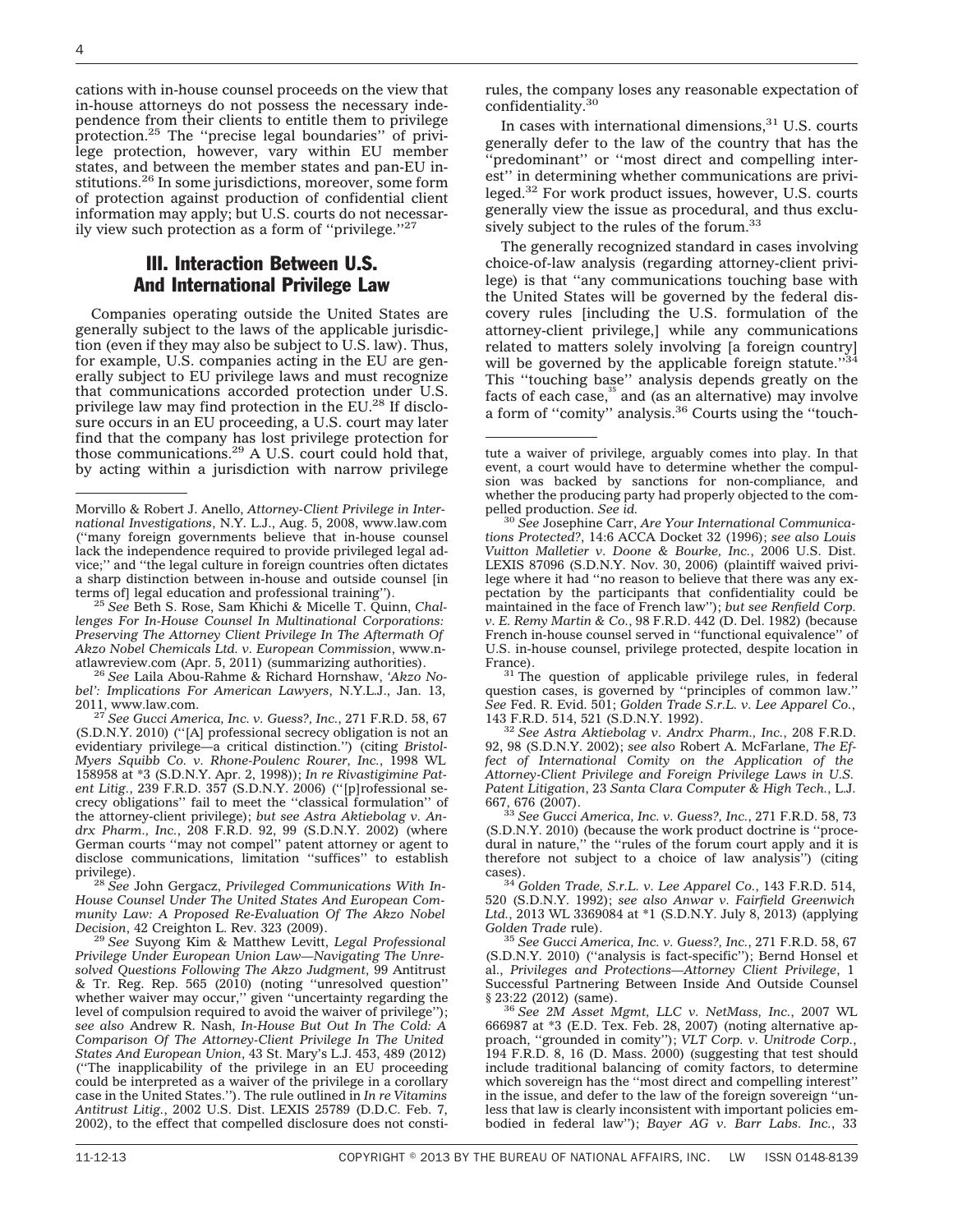cations with in-house counsel proceeds on the view that in-house attorneys do not possess the necessary independence from their clients to entitle them to privilege protection.[25] The ''precise legal boundaries'' of privilege protection, however, vary within EU member states, and between the member states and pan-EU institutions.[26] In some jurisdictions, moreover, some form of protection against production of confidential client information may apply; but U.S. courts do not necessarily view such protection as a form of ''privilege.''[27]

## III. Interaction Between U.S. And International Privilege Law

Companies operating outside the United States are generally subject to the laws of the applicable jurisdiction (even if they may also be subject to U.S. law). Thus, for example, U.S. companies acting in the EU are generally subject to EU privilege laws and must recognize that communications accorded protection under U.S. privilege law may find protection in the EU.[28] If disclosure occurs in an EU proceeding, a U.S. court may later find that the company has lost privilege protection for those communications.[29] A U.S. court could hold that, by acting within a jurisdiction with narrow privilege rules, the company loses any reasonable expectation of confidentiality.[30]

In cases with international dimensions,[31] U.S. courts generally defer to the law of the country that has the ''predominant'' or ''most direct and compelling interest'' in determining whether communications are privileged.[32] For work product issues, however, U.S. courts generally view the issue as procedural, and thus exclusively subject to the rules of the forum.[33]

The generally recognized standard in cases involving choice-of-law analysis (regarding attorney-client privilege) is that ''any communications touching base with the United States will be governed by the federal discovery rules [including the U.S. formulation of the attorney-client privilege,] while any communications related to matters solely involving [a foreign country] will be governed by the applicable foreign statute.''[34] This ''touching base'' analysis depends greatly on the facts of each case,[35] and (as an alternative) may involve a form of ''comity'' analysis.[36] Courts using the ''touch-

---

Morvillo & Robert J. Anello, *Attorney-Client Privilege in International Investigations*, N.Y. L.J., Aug. 5, 2008, www.law.com (''many foreign governments believe that in-house counsel lack the independence required to provide privileged legal advice;'' and ''the legal culture in foreign countries often dictates a sharp distinction between in-house and outside counsel [in terms of] legal education and professional training'').

[25] *See* Beth S. Rose, Sam Khichi & Micelle T. Quinn, *Challenges For In-House Counsel In Multinational Corporations: Preserving The Attorney Client Privilege In The Aftermath Of Akzo Nobel Chemicals Ltd. v. European Commission*, www.natlawreview.com (Apr. 5, 2011) (summarizing authorities).

[26] *See* Laila Abou-Rahme & Richard Hornshaw, *'Akzo Nobel': Implications For American Lawyers*, N.Y.L.J., Jan. 13, 2011, www.law.com.

[27] *See Gucci America, Inc. v. Guess?, Inc.*, 271 F.R.D. 58, 67 (S.D.N.Y. 2010) (''[A] professional secrecy obligation is not an evidentiary privilege—a critical distinction.'') (citing *Bristol-Myers Squibb Co. v. Rhone-Poulenc Rourer, Inc.*, 1998 WL 158958 at *3 (S.D.N.Y. Apr. 2, 1998)); *In re Rivastigimine Patent Litig.*, 239 F.R.D. 357 (S.D.N.Y. 2006) (''[p]rofessional secrecy obligations'' fail to meet the ''classical formulation'' of the attorney-client privilege); *but see Astra Aktiebolag v. Andrx Pharm., Inc.*, 208 F.R.D. 92, 99 (S.D.N.Y. 2002) (where German courts ''may not compel'' patent attorney or agent to disclose communications, limitation ''suffices'' to establish privilege).

[28] *See* John Gergacz, *Privileged Communications With In-House Counsel Under The United States And European Community Law: A Proposed Re-Evaluation Of The Akzo Nobel Decision*, 42 Creighton L. Rev. 323 (2009).

[29] *See* Suyong Kim & Matthew Levitt, *Legal Professional Privilege Under European Union Law—Navigating The Unresolved Questions Following The Akzo Judgment*, 99 Antitrust & Tr. Reg. Rep. 565 (2010) (noting ''unresolved question'' whether waiver may occur,'' given ''uncertainty regarding the level of compulsion required to avoid the waiver of privilege''); *see also* Andrew R. Nash, *In-House But Out In The Cold: A Comparison Of The Attorney-Client Privilege In The United States And European Union*, 43 St. Mary's L.J. 453, 489 (2012) (''The inapplicability of the privilege in an EU proceeding could be interpreted as a waiver of the privilege in a corollary case in the United States.''). The rule outlined in *In re Vitamins Antitrust Litig.*, 2002 U.S. Dist. LEXIS 25789 (D.D.C. Feb. 7, 2002), to the effect that compelled disclosure does not constitute a waiver of privilege, arguably comes into play. In that event, a court would have to determine whether the compulsion was backed by sanctions for non-compliance, and whether the producing party had properly objected to the compelled production. *See id.*

[30] *See* Josephine Carr, *Are Your International Communications Protected?*, 14:6 ACCA Docket 32 (1996); *see also Louis Vuitton Malletier v. Doone & Bourke, Inc.*, 2006 U.S. Dist. LEXIS 87096 (S.D.N.Y. Nov. 30, 2006) (plaintiff waived privilege where it had ''no reason to believe that there was any expectation by the participants that confidentiality could be maintained in the face of French law''); *but see Renfield Corp. v. E. Remy Martin & Co.*, 98 F.R.D. 442 (D. Del. 1982) (because French in-house counsel served in ''functional equivalence'' of U.S. in-house counsel, privilege protected, despite location in France).

[31] The question of applicable privilege rules, in federal question cases, is governed by ''principles of common law.'' *See* Fed. R. Evid. 501; *Golden Trade S.r.L. v. Lee Apparel Co.*, 143 F.R.D. 514, 521 (S.D.N.Y. 1992).

[32] *See Astra Aktiebolag v. Andrx Pharm., Inc.*, 208 F.R.D. 92, 98 (S.D.N.Y. 2002); *see also* Robert A. McFarlane, *The Effect of International Comity on the Application of the Attorney-Client Privilege and Foreign Privilege Laws in U.S. Patent Litigation*, 23 *Santa Clara Computer & High Tech.*, L.J. 667, 676 (2007).

[33] *See Gucci America, Inc. v. Guess?, Inc.*, 271 F.R.D. 58, 73 (S.D.N.Y. 2010) (because the work product doctrine is ''procedural in nature,'' the ''rules of the forum court apply and it is therefore not subject to a choice of law analysis'') (citing cases).

[34] *Golden Trade, S.r.L. v. Lee Apparel Co.*, 143 F.R.D. 514, 520 (S.D.N.Y. 1992); *see also Anwar v. Fairfield Greenwich Ltd.*, 2013 WL 3369084 at *1 (S.D.N.Y. July 8, 2013) (applying *Golden Trade* rule).

[35] *See Gucci America, Inc. v. Guess?, Inc.*, 271 F.R.D. 58, 67 (S.D.N.Y. 2010) (''analysis is fact-specific''); Bernd Honsel et al., *Privileges and Protections—Attorney Client Privilege*, 1 Successful Partnering Between Inside And Outside Counsel § 23:22 (2012) (same).

[36] *See 2M Asset Mgmt, LLC v. NetMass, Inc.*, 2007 WL 666987 at *3 (E.D. Tex. Feb. 28, 2007) (noting alternative approach, ''grounded in comity''); *VLT Corp. v. Unitrode Corp.*, 194 F.R.D. 8, 16 (D. Mass. 2000) (suggesting that test should include traditional balancing of comity factors, to determine which sovereign has the ''most direct and compelling interest'' in the issue, and defer to the law of the foreign sovereign ''unless that law is clearly inconsistent with important policies embodied in federal law''); *Bayer AG v. Barr Labs. Inc.*, 33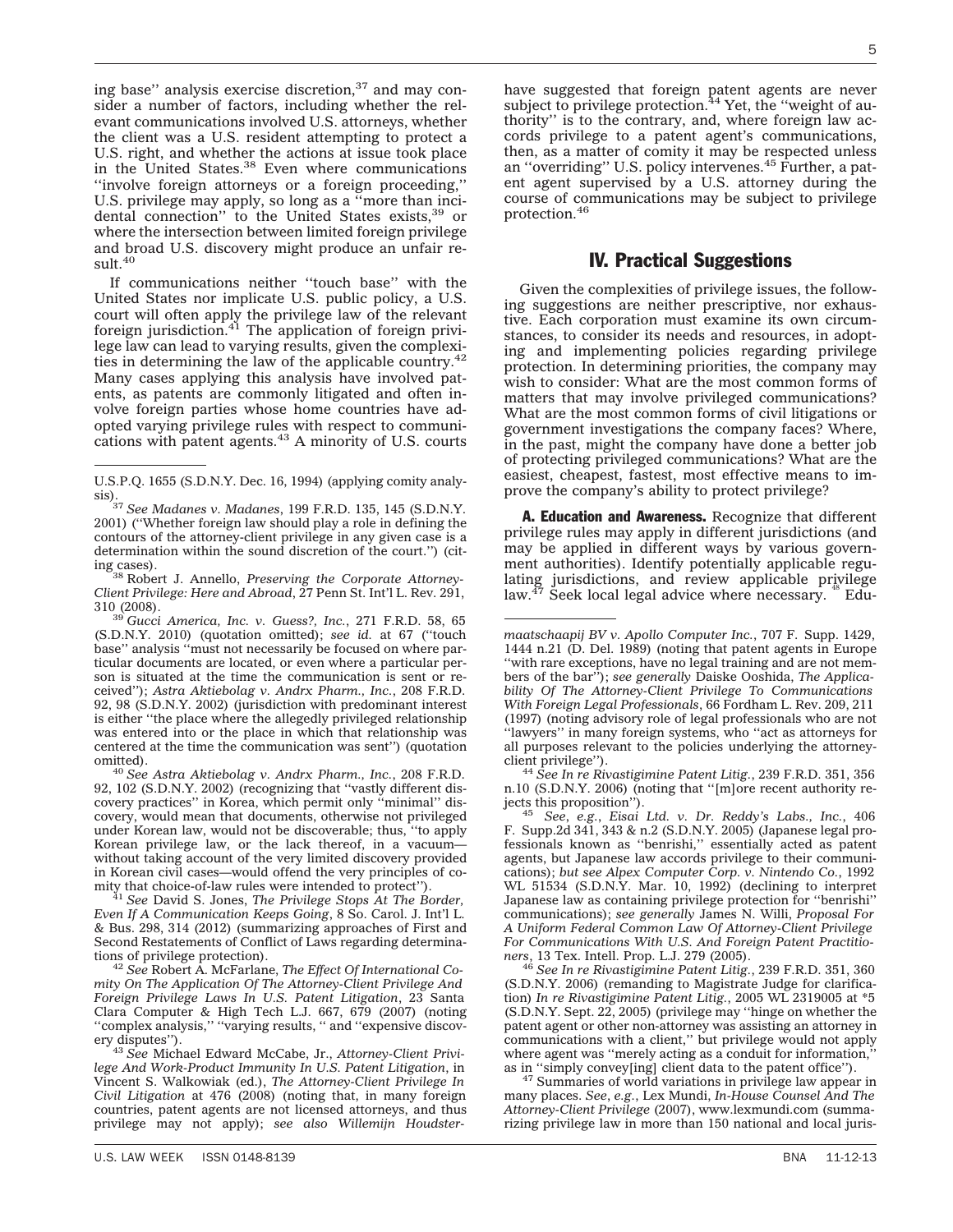ing base'' analysis exercise discretion,[37] and may consider a number of factors, including whether the relevant communications involved U.S. attorneys, whether the client was a U.S. resident attempting to protect a U.S. right, and whether the actions at issue took place in the United States.[38] Even where communications ''involve foreign attorneys or a foreign proceeding,'' U.S. privilege may apply, so long as a ''more than incidental connection'' to the United States exists,[39] or where the intersection between limited foreign privilege and broad U.S. discovery might produce an unfair result.[40]

If communications neither ''touch base'' with the United States nor implicate U.S. public policy, a U.S. court will often apply the privilege law of the relevant foreign jurisdiction.[41] The application of foreign privilege law can lead to varying results, given the complexities in determining the law of the applicable country.[42] Many cases applying this analysis have involved patents, as patents are commonly litigated and often involve foreign parties whose home countries have adopted varying privilege rules with respect to communications with patent agents.[43] A minority of U.S. courts have suggested that foreign patent agents are never subject to privilege protection.[44] Yet, the ''weight of authority'' is to the contrary, and, where foreign law accords privilege to a patent agent's communications, then, as a matter of comity it may be respected unless an ''overriding'' U.S. policy intervenes.[45] Further, a patent agent supervised by a U.S. attorney during the course of communications may be subject to privilege protection.[46]

## IV. Practical Suggestions

Given the complexities of privilege issues, the following suggestions are neither prescriptive, nor exhaustive. Each corporation must examine its own circumstances, to consider its needs and resources, in adopting and implementing policies regarding privilege protection. In determining priorities, the company may wish to consider: What are the most common forms of matters that may involve privileged communications? What are the most common forms of civil litigations or government investigations the company faces? Where, in the past, might the company have done a better job of protecting privileged communications? What are the easiest, cheapest, fastest, most effective means to improve the company's ability to protect privilege?

**A. Education and Awareness.** Recognize that different privilege rules may apply in different jurisdictions (and may be applied in different ways by various government authorities). Identify potentially applicable regulating jurisdictions, and review applicable privilege law.[47] Seek local legal advice where necessary.[48] Edu-

---

U.S.P.Q. 1655 (S.D.N.Y. Dec. 16, 1994) (applying comity analysis).

[37] *See Madanes v. Madanes*, 199 F.R.D. 135, 145 (S.D.N.Y. 2001) (''Whether foreign law should play a role in defining the contours of the attorney-client privilege in any given case is a determination within the sound discretion of the court.'') (citing cases).

[38] Robert J. Annello, *Preserving the Corporate Attorney-Client Privilege: Here and Abroad*, 27 Penn St. Int'l L. Rev. 291, 310 (2008).

[39] *Gucci America, Inc. v. Guess?, Inc.*, 271 F.R.D. 58, 65 (S.D.N.Y. 2010) (quotation omitted); *see id.* at 67 (''touch base'' analysis ''must not necessarily be focused on where particular documents are located, or even where a particular person is situated at the time the communication is sent or received''); *Astra Aktiebolag v. Andrx Pharm., Inc.*, 208 F.R.D. 92, 98 (S.D.N.Y. 2002) (jurisdiction with predominant interest is either ''the place where the allegedly privileged relationship was entered into or the place in which that relationship was centered at the time the communication was sent'') (quotation omitted).

[40] *See Astra Aktiebolag v. Andrx Pharm., Inc.*, 208 F.R.D. 92, 102 (S.D.N.Y. 2002) (recognizing that ''vastly different discovery practices'' in Korea, which permit only ''minimal'' discovery, would mean that documents, otherwise not privileged under Korean law, would not be discoverable; thus, ''to apply Korean privilege law, or the lack thereof, in a vacuum—without taking account of the very limited discovery provided in Korean civil cases—would offend the very principles of comity that choice-of-law rules were intended to protect'').

[41] *See* David S. Jones, *The Privilege Stops At The Border, Even If A Communication Keeps Going*, 8 So. Carol. J. Int'l L. & Bus. 298, 314 (2012) (summarizing approaches of First and Second Restatements of Conflict of Laws regarding determinations of privilege protection).

[42] *See* Robert A. McFarlane, *The Effect Of International Comity On The Application Of The Attorney-Client Privilege And Foreign Privilege Laws In U.S. Patent Litigation*, 23 Santa Clara Computer & High Tech L.J. 667, 679 (2007) (noting ''complex analysis,'' ''varying results, '' and ''expensive discovery disputes'').

[43] *See* Michael Edward McCabe, Jr., *Attorney-Client Privilege And Work-Product Immunity In U.S. Patent Litigation*, in Vincent S. Walkowiak (ed.), *The Attorney-Client Privilege In Civil Litigation* at 476 (2008) (noting that, in many foreign countries, patent agents are not licensed attorneys, and thus privilege may not apply); *see also Willemijn Houdstermaatschaapij BV v. Apollo Computer Inc.*, 707 F. Supp. 1429, 1444 n.21 (D. Del. 1989) (noting that patent agents in Europe ''with rare exceptions, have no legal training and are not members of the bar''); *see generally* Daiske Ooshida, *The Applicability Of The Attorney-Client Privilege To Communications With Foreign Legal Professionals*, 66 Fordham L. Rev. 209, 211 (1997) (noting advisory role of legal professionals who are not ''lawyers'' in many foreign systems, who ''act as attorneys for all purposes relevant to the policies underlying the attorney-client privilege'').

[44] *See In re Rivastigimine Patent Litig.*, 239 F.R.D. 351, 356 n.10 (S.D.N.Y. 2006) (noting that ''[m]ore recent authority rejects this proposition'').

[45] *See, e.g.*, *Eisai Ltd. v. Dr. Reddy's Labs., Inc.*, 406 F. Supp.2d 341, 343 & n.2 (S.D.N.Y. 2005) (Japanese legal professionals known as ''benrishi,'' essentially acted as patent agents, but Japanese law accords privilege to their communications); *but see Alpex Computer Corp. v. Nintendo Co.*, 1992 WL 51534 (S.D.N.Y. Mar. 10, 1992) (declining to interpret Japanese law as containing privilege protection for ''benrishi'' communications); *see generally* James N. Willi, *Proposal For A Uniform Federal Common Law Of Attorney-Client Privilege For Communications With U.S. And Foreign Patent Practitioners*, 13 Tex. Intell. Prop. L.J. 279 (2005).

[46] *See In re Rivastigimine Patent Litig.*, 239 F.R.D. 351, 360 (S.D.N.Y. 2006) (remanding to Magistrate Judge for clarification) *In re Rivastigimine Patent Litig.*, 2005 WL 2319005 at *5 (S.D.N.Y. Sept. 22, 2005) (privilege may ''hinge on whether the patent agent or other non-attorney was assisting an attorney in communications with a client,'' but privilege would not apply where agent was ''merely acting as a conduit for information,'' as in ''simply convey[ing] client data to the patent office'').

[47] Summaries of world variations in privilege law appear in many places. *See*, *e.g.*, Lex Mundi, *In-House Counsel And The Attorney-Client Privilege* (2007), www.lexmundi.com (summarizing privilege law in more than 150 national and local juris-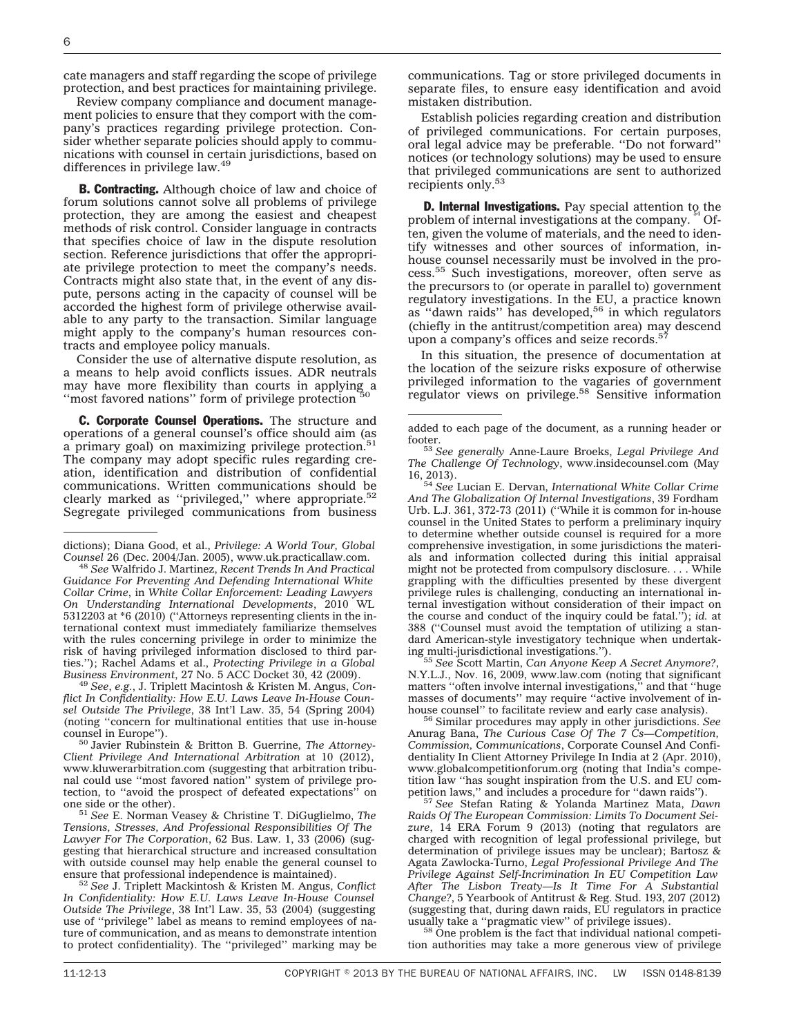cate managers and staff regarding the scope of privilege protection, and best practices for maintaining privilege.

Review company compliance and document management policies to ensure that they comport with the company's practices regarding privilege protection. Consider whether separate policies should apply to communications with counsel in certain jurisdictions, based on differences in privilege law.[49]

**B. Contracting.** Although choice of law and choice of forum solutions cannot solve all problems of privilege protection, they are among the easiest and cheapest methods of risk control. Consider language in contracts that specifies choice of law in the dispute resolution section. Reference jurisdictions that offer the appropriate privilege protection to meet the company's needs. Contracts might also state that, in the event of any dispute, persons acting in the capacity of counsel will be accorded the highest form of privilege otherwise available to any party to the transaction. Similar language might apply to the company's human resources contracts and employee policy manuals.

Consider the use of alternative dispute resolution, as a means to help avoid conflicts issues. ADR neutrals may have more flexibility than courts in applying a ''most favored nations'' form of privilege protection[50]

**C. Corporate Counsel Operations.** The structure and operations of a general counsel's office should aim (as a primary goal) on maximizing privilege protection.[51] The company may adopt specific rules regarding creation, identification and distribution of confidential communications. Written communications should be clearly marked as ''privileged,'' where appropriate.[52] Segregate privileged communications from business communications. Tag or store privileged documents in separate files, to ensure easy identification and avoid mistaken distribution.

Establish policies regarding creation and distribution of privileged communications. For certain purposes, oral legal advice may be preferable. ''Do not forward'' notices (or technology solutions) may be used to ensure that privileged communications are sent to authorized recipients only.[53]

**D. Internal Investigations.** Pay special attention to the problem of internal investigations at the company.[54] Often, given the volume of materials, and the need to identify witnesses and other sources of information, in-house counsel necessarily must be involved in the process.[55] Such investigations, moreover, often serve as the precursors to (or operate in parallel to) government regulatory investigations. In the EU, a practice known as ''dawn raids'' has developed,[56] in which regulators (chiefly in the antitrust/competition area) may descend upon a company's offices and seize records.[57]

In this situation, the presence of documentation at the location of the seizure risks exposure of otherwise privileged information to the vagaries of government regulator views on privilege.[58] Sensitive information

---

dictions); Diana Good, et al., *Privilege: A World Tour, Global Counsel* 26 (Dec. 2004/Jan. 2005), www.uk.practicallaw.com.

[48] *See* Walfrido J. Martinez, *Recent Trends In And Practical Guidance For Preventing And Defending International White Collar Crime*, in *White Collar Enforcement: Leading Lawyers On Understanding International Developments*, 2010 WL 5312203 at *6 (2010) (''Attorneys representing clients in the international context must immediately familiarize themselves with the rules concerning privilege in order to minimize the risk of having privileged information disclosed to third parties.''); Rachel Adams et al., *Protecting Privilege in a Global Business Environment*, 27 No. 5 ACC Docket 30, 42 (2009).

[49] *See*, *e.g.*, J. Triplett Macintosh & Kristen M. Angus, *Conflict In Confidentiality: How E.U. Laws Leave In-House Counsel Outside The Privilege*, 38 Int'l Law. 35, 54 (Spring 2004) (noting ''concern for multinational entities that use in-house counsel in Europe'').

[50] Javier Rubinstein & Britton B. Guerrine, *The Attorney-Client Privilege And International Arbitration* at 10 (2012), www.kluwerarbitration.com (suggesting that arbitration tribunal could use ''most favored nation'' system of privilege protection, to ''avoid the prospect of defeated expectations'' on one side or the other).

[51] *See* E. Norman Veasey & Christine T. DiGuglielmo, *The Tensions, Stresses, And Professional Responsibilities Of The Lawyer For The Corporation*, 62 Bus. Law. 1, 33 (2006) (suggesting that hierarchical structure and increased consultation with outside counsel may help enable the general counsel to ensure that professional independence is maintained).

[52] *See* J. Triplett Mackintosh & Kristen M. Angus, *Conflict In Confidentiality: How E.U. Laws Leave In-House Counsel Outside The Privilege*, 38 Int'l Law. 35, 53 (2004) (suggesting use of ''privilege'' label as means to remind employees of nature of communication, and as means to demonstrate intention to protect confidentiality). The ''privileged'' marking may be added to each page of the document, as a running header or footer.

[53] *See generally* Anne-Laure Broeks, *Legal Privilege And The Challenge Of Technology*, www.insidecounsel.com (May 16, 2013).

[54] *See* Lucian E. Dervan, *International White Collar Crime And The Globalization Of Internal Investigations*, 39 Fordham Urb. L.J. 361, 372-73 (2011) (''While it is common for in-house counsel in the United States to perform a preliminary inquiry to determine whether outside counsel is required for a more comprehensive investigation, in some jurisdictions the materials and information collected during this initial appraisal might not be protected from compulsory disclosure. . . . While grappling with the difficulties presented by these divergent privilege rules is challenging, conducting an international internal investigation without consideration of their impact on the course and conduct of the inquiry could be fatal.''); *id.* at 388 (''Counsel must avoid the temptation of utilizing a standard American-style investigatory technique when undertaking multi-jurisdictional investigations.'').

[55] *See* Scott Martin, *Can Anyone Keep A Secret Anymore?*, N.Y.L.J., Nov. 16, 2009, www.law.com (noting that significant matters ''often involve internal investigations,'' and that ''huge masses of documents'' may require ''active involvement of in-house counsel'' to facilitate review and early case analysis).

[56] Similar procedures may apply in other jurisdictions. *See* Anurag Bana, *The Curious Case Of The 7 Cs—Competition, Commission, Communications*, Corporate Counsel And Confidentiality In Client Attorney Privilege In India at 2 (Apr. 2010), www.globalcompetitionforum.org (noting that India's competition law ''has sought inspiration from the U.S. and EU competition laws,'' and includes a procedure for ''dawn raids'').

[57] *See* Stefan Rating & Yolanda Martinez Mata, *Dawn Raids Of The European Commission: Limits To Document Seizure*, 14 ERA Forum 9 (2013) (noting that regulators are charged with recognition of legal professional privilege, but determination of privilege issues may be unclear); Bartosz & Agata Zawlocka-Turno, *Legal Professional Privilege And The Privilege Against Self-Incrimination In EU Competition Law After The Lisbon Treaty—Is It Time For A Substantial Change?*, 5 Yearbook of Antitrust & Reg. Stud. 193, 207 (2012) (suggesting that, during dawn raids, EU regulators in practice usually take a ''pragmatic view'' of privilege issues).

[58] One problem is the fact that individual national competition authorities may take a more generous view of privilege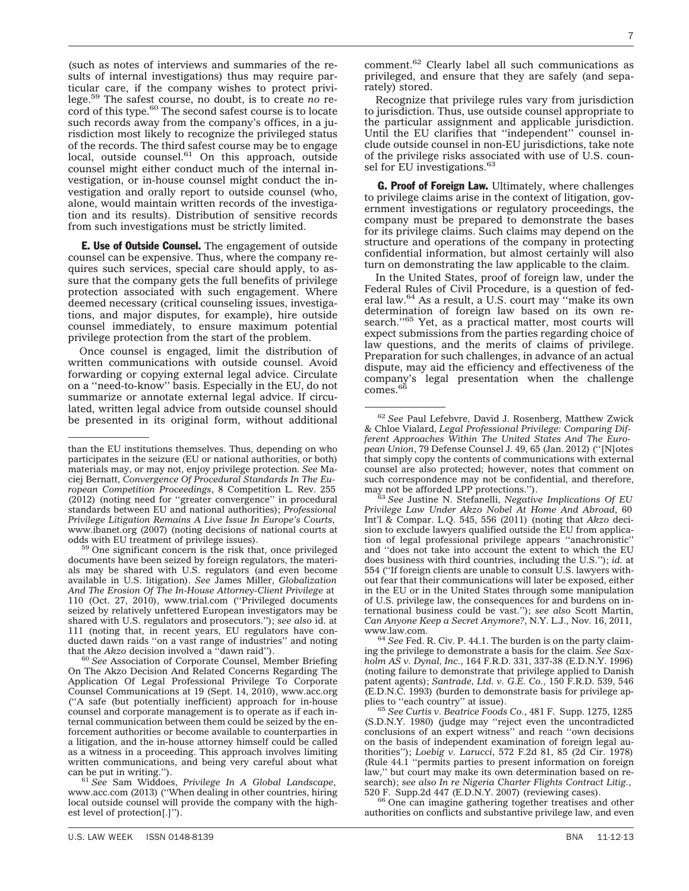(such as notes of interviews and summaries of the results of internal investigations) thus may require particular care, if the company wishes to protect privilege.[59] The safest course, no doubt, is to create *no* record of this type.[60] The second safest course is to locate such records away from the company's offices, in a jurisdiction most likely to recognize the privileged status of the records. The third safest course may be to engage local, outside counsel.[61] On this approach, outside counsel might either conduct much of the internal investigation, or in-house counsel might conduct the investigation and orally report to outside counsel (who, alone, would maintain written records of the investigation and its results). Distribution of sensitive records from such investigations must be strictly limited.

**E. Use of Outside Counsel.** The engagement of outside counsel can be expensive. Thus, where the company requires such services, special care should apply, to assure that the company gets the full benefits of privilege protection associated with such engagement. Where deemed necessary (critical counseling issues, investigations, and major disputes, for example), hire outside counsel immediately, to ensure maximum potential privilege protection from the start of the problem.

Once counsel is engaged, limit the distribution of written communications with outside counsel. Avoid forwarding or copying external legal advice. Circulate on a ''need-to-know'' basis. Especially in the EU, do not summarize or annotate external legal advice. If circulated, written legal advice from outside counsel should be presented in its original form, without additional comment.[62] Clearly label all such communications as privileged, and ensure that they are safely (and separately) stored.

Recognize that privilege rules vary from jurisdiction to jurisdiction. Thus, use outside counsel appropriate to the particular assignment and applicable jurisdiction. Until the EU clarifies that ''independent'' counsel include outside counsel in non-EU jurisdictions, take note of the privilege risks associated with use of U.S. counsel for EU investigations.[63]

**G. Proof of Foreign Law.** Ultimately, where challenges to privilege claims arise in the context of litigation, government investigations or regulatory proceedings, the company must be prepared to demonstrate the bases for its privilege claims. Such claims may depend on the structure and operations of the company in protecting confidential information, but almost certainly will also turn on demonstrating the law applicable to the claim.

In the United States, proof of foreign law, under the Federal Rules of Civil Procedure, is a question of federal law.[64] As a result, a U.S. court may ''make its own determination of foreign law based on its own research.''[65] Yet, as a practical matter, most courts will expect submissions from the parties regarding choice of law questions, and the merits of claims of privilege. Preparation for such challenges, in advance of an actual dispute, may aid the efficiency and effectiveness of the company's legal presentation when the challenge comes.[66]

---

than the EU institutions themselves. Thus, depending on who participates in the seizure (EU or national authorities, or both) materials may, or may not, enjoy privilege protection. *See* Maciej Bernatt, *Convergence Of Procedural Standards In The European Competition Proceedings*, 8 Competition L. Rev. 255 (2012) (noting need for ''greater convergence'' in procedural standards between EU and national authorities); *Professional Privilege Litigation Remains A Live Issue In Europe's Courts*, www.ibanet.org (2007) (noting decisions of national courts at odds with EU treatment of privilege issues).

[59] One significant concern is the risk that, once privileged documents have been seized by foreign regulators, the materials may be shared with U.S. regulators (and even become available in U.S. litigation). *See* James Miller, *Globalization And The Erosion Of The In-House Attorney-Client Privilege* at 110 (Oct. 27, 2010), www.trial.com (''Privileged documents seized by relatively unfettered European investigators may be shared with U.S. regulators and prosecutors.''); *see also* id. at 111 (noting that, in recent years, EU regulators have conducted dawn raids ''on a vast range of industries'' and noting that the *Akzo* decision involved a ''dawn raid'').

[60] *See* Association of Corporate Counsel, Member Briefing On The Akzo Decision And Related Concerns Regarding The Application Of Legal Professional Privilege To Corporate Counsel Communications at 19 (Sept. 14, 2010), www.acc.org (''A safe (but potentially inefficient) approach for in-house counsel and corporate management is to operate as if each internal communication between them could be seized by the enforcement authorities or become available to counterparties in a litigation, and the in-house attorney himself could be called as a witness in a proceeding. This approach involves limiting written communications, and being very careful about what can be put in writing.'').

[61] *See* Sam Widdoes, *Privilege In A Global Landscape*, www.acc.com (2013) (''When dealing in other countries, hiring local outside counsel will provide the company with the highest level of protection[.]'').

[62] *See* Paul Lefebvre, David J. Rosenberg, Matthew Zwick & Chloe Vialard, *Legal Professional Privilege: Comparing Different Approaches Within The United States And The European Union*, 79 Defense Counsel J. 49, 65 (Jan. 2012) (''[N]otes that simply copy the contents of communications with external counsel are also protected; however, notes that comment on such correspondence may not be confidential, and therefore, may not be afforded LPP protections.'').

[63] *See* Justine N. Stefanelli, *Negative Implications Of EU Privilege Law Under Akzo Nobel At Home And Abroad*, 60 Int'l & Compar. L.Q. 545, 556 (2011) (noting that *Akzo* decision to exclude lawyers qualified outside the EU from application of legal professional privilege appears ''anachronistic'' and ''does not take into account the extent to which the EU does business with third countries, including the U.S.''); *id.* at 554 (''If foreign clients are unable to consult U.S. lawyers without fear that their communications will later be exposed, either in the EU or in the United States through some manipulation of U.S. privilege law, the consequences for and burdens on international business could be vast.''); *see also* Scott Martin, *Can Anyone Keep a Secret Anymore?*, N.Y. L.J., Nov. 16, 2011, www.law.com.

[64] *See* Fed. R. Civ. P. 44.1. The burden is on the party claiming the privilege to demonstrate a basis for the claim. *See Saxholm AS v. Dynal, Inc.*, 164 F.R.D. 331, 337-38 (E.D.N.Y. 1996) (noting failure to demonstrate that privilege applied to Danish patent agents); *Santrade, Ltd. v. G.E. Co.*, 150 F.R.D. 539, 546 (E.D.N.C. 1993) (burden to demonstrate basis for privilege applies to ''each country'' at issue).

[65] *See Curtis v. Beatrice Foods Co.*, 481 F. Supp. 1275, 1285 (S.D.N.Y. 1980) (judge may ''reject even the uncontradicted conclusions of an expert witness'' and reach ''own decisions on the basis of independent examination of foreign legal authorities''); *Loebig v. Larucci*, 572 F.2d 81, 85 (2d Cir. 1978) (Rule 44.1 ''permits parties to present information on foreign law,'' but court may make its own determination based on research); *see also In re Nigeria Charter Flights Contract Litig.*, 520 F. Supp.2d 447 (E.D.N.Y. 2007) (reviewing cases).

[66] One can imagine gathering together treatises and other authorities on conflicts and substantive privilege law, and even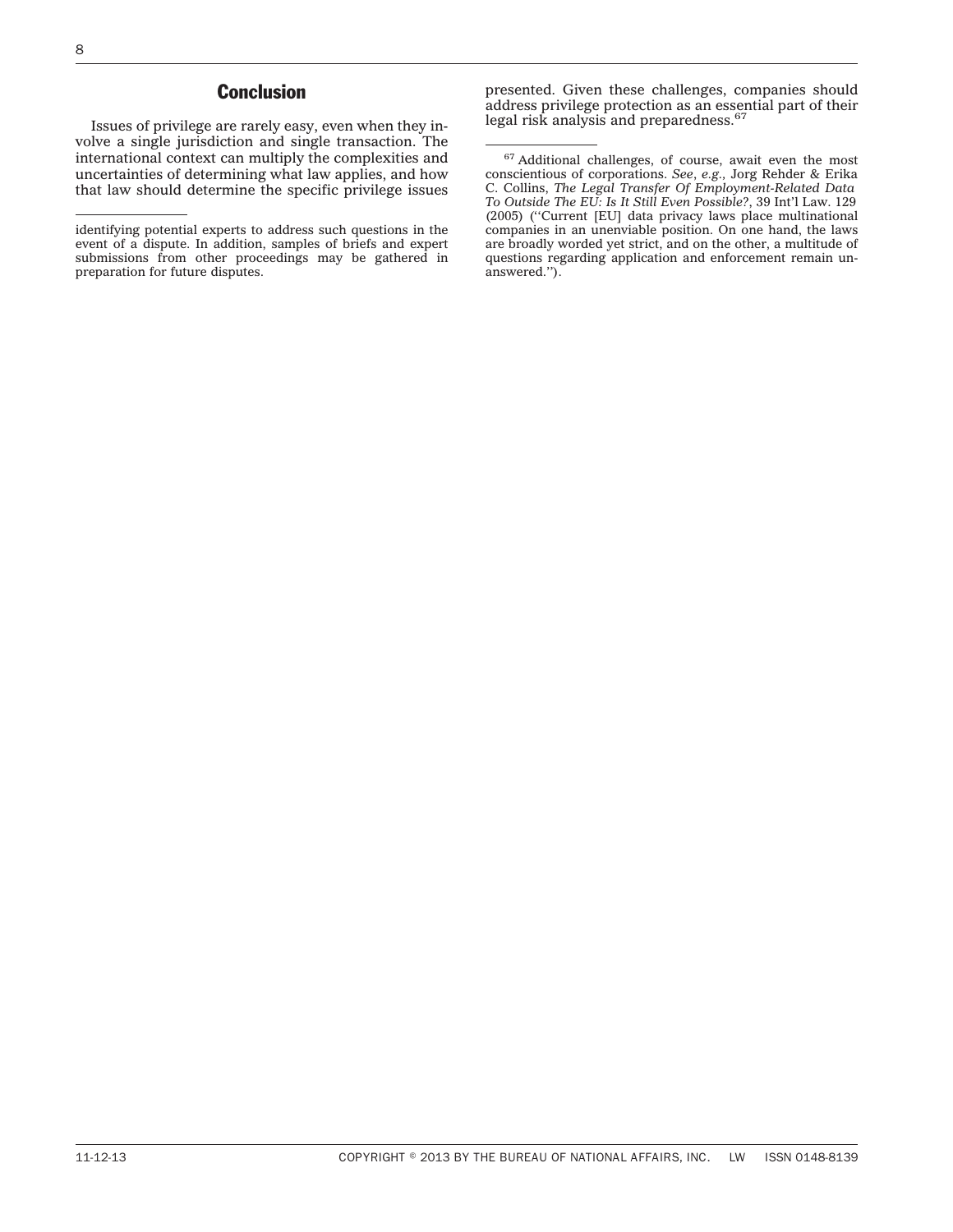identifying potential experts to address such questions in the event of a dispute. In addition, samples of briefs and expert submissions from other proceedings may be gathered in preparation for future disputes.

## Conclusion

Issues of privilege are rarely easy, even when they involve a single jurisdiction and single transaction. The international context can multiply the complexities and uncertainties of determining what law applies, and how that law should determine the specific privilege issues presented. Given these challenges, companies should address privilege protection as an essential part of their legal risk analysis and preparedness.[67]

---

[67] Additional challenges, of course, await even the most conscientious of corporations. *See*, *e.g.*, Jorg Rehder & Erika C. Collins, *The Legal Transfer Of Employment-Related Data To Outside The EU: Is It Still Even Possible?*, 39 Int'l Law. 129 (2005) (''Current [EU] data privacy laws place multinational companies in an unenviable position. On one hand, the laws are broadly worded yet strict, and on the other, a multitude of questions regarding application and enforcement remain unanswered.'').